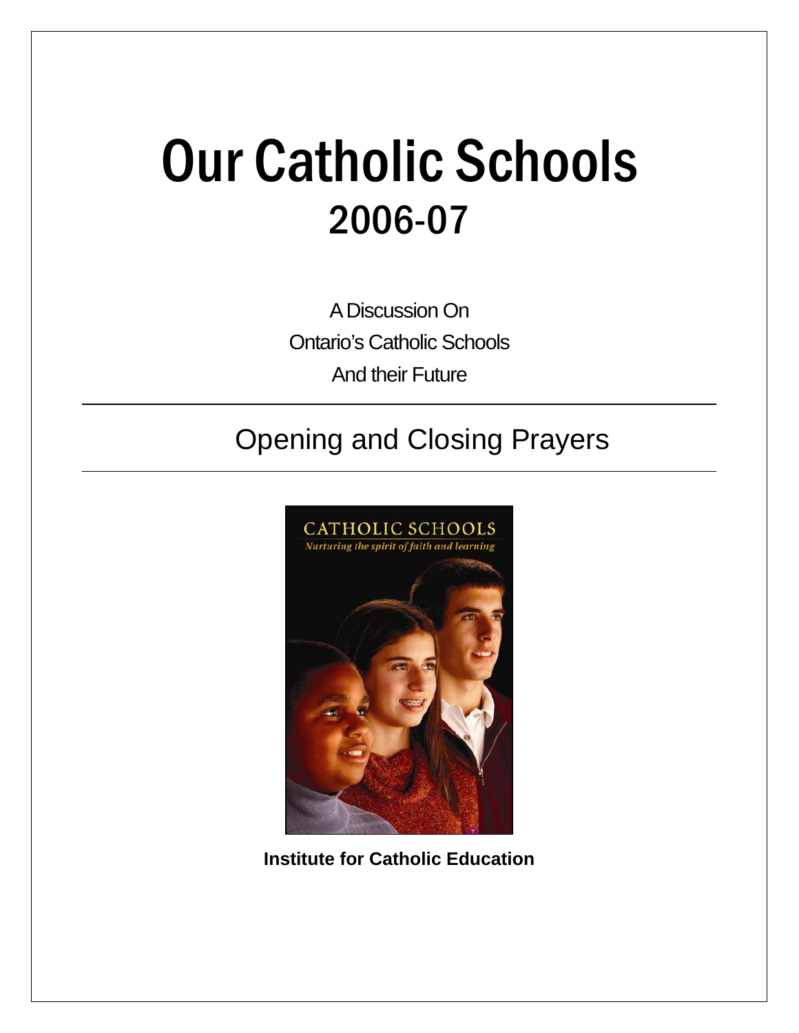# Our Catholic Schools

## 2006-07

A Discussion On

Ontario's Catholic Schools

And their Future

---

## Opening and Closing Prayers

---

CATHOLIC SCHOOLS

*Nurturing the spirit of faith and learning*

**Institute for Catholic Education**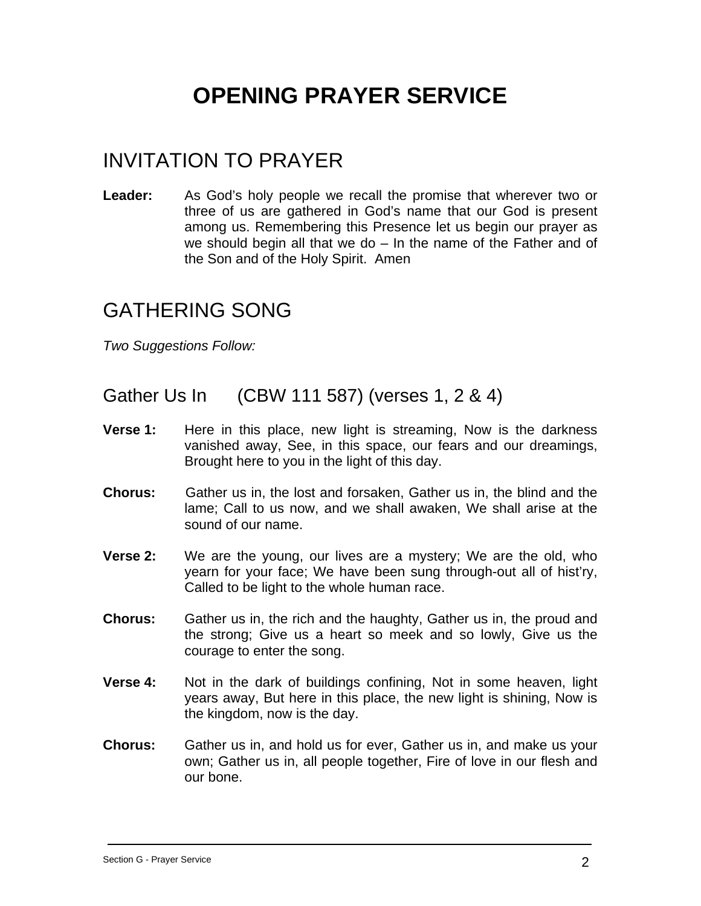# OPENING PRAYER SERVICE

## INVITATION TO PRAYER

**Leader:** As God's holy people we recall the promise that wherever two or three of us are gathered in God's name that our God is present among us. Remembering this Presence let us begin our prayer as we should begin all that we do – In the name of the Father and of the Son and of the Holy Spirit. Amen

## GATHERING SONG

*Two Suggestions Follow:*

### Gather Us In (CBW 111 587) (verses 1, 2 & 4)

**Verse 1:** Here in this place, new light is streaming, Now is the darkness vanished away, See, in this space, our fears and our dreamings, Brought here to you in the light of this day.

**Chorus:** Gather us in, the lost and forsaken, Gather us in, the blind and the lame; Call to us now, and we shall awaken, We shall arise at the sound of our name.

**Verse 2:** We are the young, our lives are a mystery; We are the old, who yearn for your face; We have been sung through-out all of hist'ry, Called to be light to the whole human race.

**Chorus:** Gather us in, the rich and the haughty, Gather us in, the proud and the strong; Give us a heart so meek and so lowly, Give us the courage to enter the song.

**Verse 4:** Not in the dark of buildings confining, Not in some heaven, light years away, But here in this place, the new light is shining, Now is the kingdom, now is the day.

**Chorus:** Gather us in, and hold us for ever, Gather us in, and make us your own; Gather us in, all people together, Fire of love in our flesh and our bone.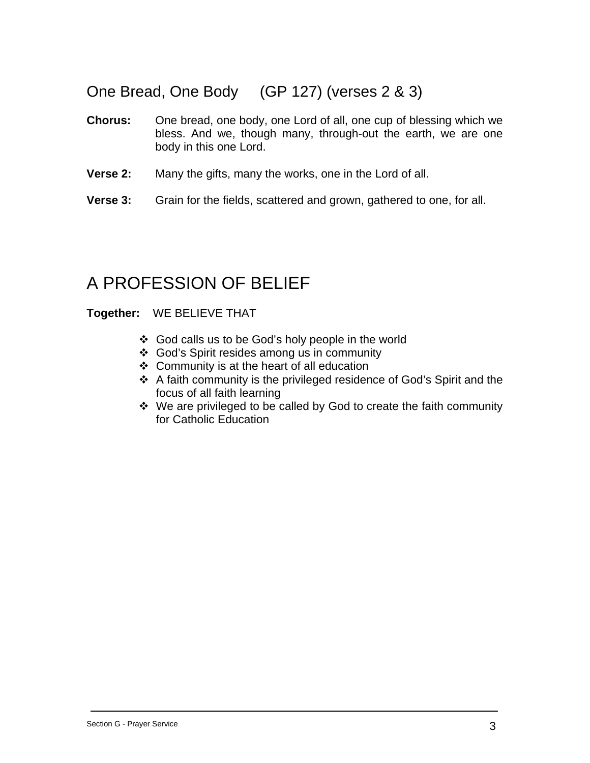## One Bread, One Body (GP 127) (verses 2 & 3)

**Chorus:** One bread, one body, one Lord of all, one cup of blessing which we bless. And we, though many, through-out the earth, we are one body in this one Lord.

**Verse 2:** Many the gifts, many the works, one in the Lord of all.

**Verse 3:** Grain for the fields, scattered and grown, gathered to one, for all.

## A PROFESSION OF BELIEF

**Together:** WE BELIEVE THAT

- God calls us to be God's holy people in the world
- God's Spirit resides among us in community
- Community is at the heart of all education
- A faith community is the privileged residence of God's Spirit and the focus of all faith learning
- We are privileged to be called by God to create the faith community for Catholic Education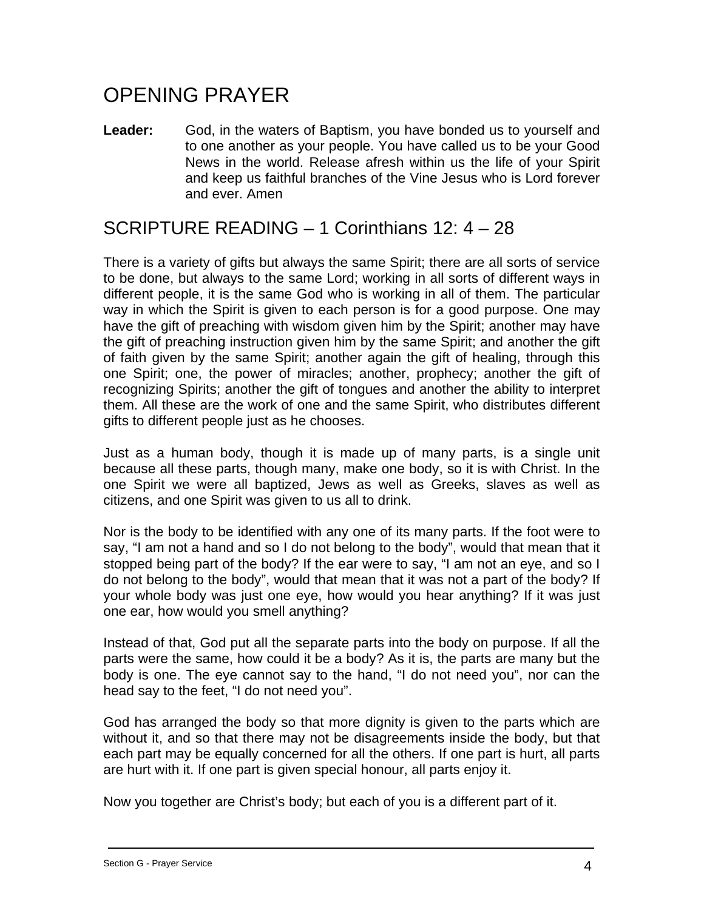## OPENING PRAYER

**Leader:** God, in the waters of Baptism, you have bonded us to yourself and to one another as your people. You have called us to be your Good News in the world. Release afresh within us the life of your Spirit and keep us faithful branches of the Vine Jesus who is Lord forever and ever. Amen

## SCRIPTURE READING – 1 Corinthians 12: 4 – 28

There is a variety of gifts but always the same Spirit; there are all sorts of service to be done, but always to the same Lord; working in all sorts of different ways in different people, it is the same God who is working in all of them. The particular way in which the Spirit is given to each person is for a good purpose. One may have the gift of preaching with wisdom given him by the Spirit; another may have the gift of preaching instruction given him by the same Spirit; and another the gift of faith given by the same Spirit; another again the gift of healing, through this one Spirit; one, the power of miracles; another, prophecy; another the gift of recognizing Spirits; another the gift of tongues and another the ability to interpret them. All these are the work of one and the same Spirit, who distributes different gifts to different people just as he chooses.

Just as a human body, though it is made up of many parts, is a single unit because all these parts, though many, make one body, so it is with Christ. In the one Spirit we were all baptized, Jews as well as Greeks, slaves as well as citizens, and one Spirit was given to us all to drink.

Nor is the body to be identified with any one of its many parts. If the foot were to say, "I am not a hand and so I do not belong to the body", would that mean that it stopped being part of the body? If the ear were to say, "I am not an eye, and so I do not belong to the body", would that mean that it was not a part of the body? If your whole body was just one eye, how would you hear anything? If it was just one ear, how would you smell anything?

Instead of that, God put all the separate parts into the body on purpose. If all the parts were the same, how could it be a body? As it is, the parts are many but the body is one. The eye cannot say to the hand, "I do not need you", nor can the head say to the feet, "I do not need you".

God has arranged the body so that more dignity is given to the parts which are without it, and so that there may not be disagreements inside the body, but that each part may be equally concerned for all the others. If one part is hurt, all parts are hurt with it. If one part is given special honour, all parts enjoy it.

Now you together are Christ's body; but each of you is a different part of it.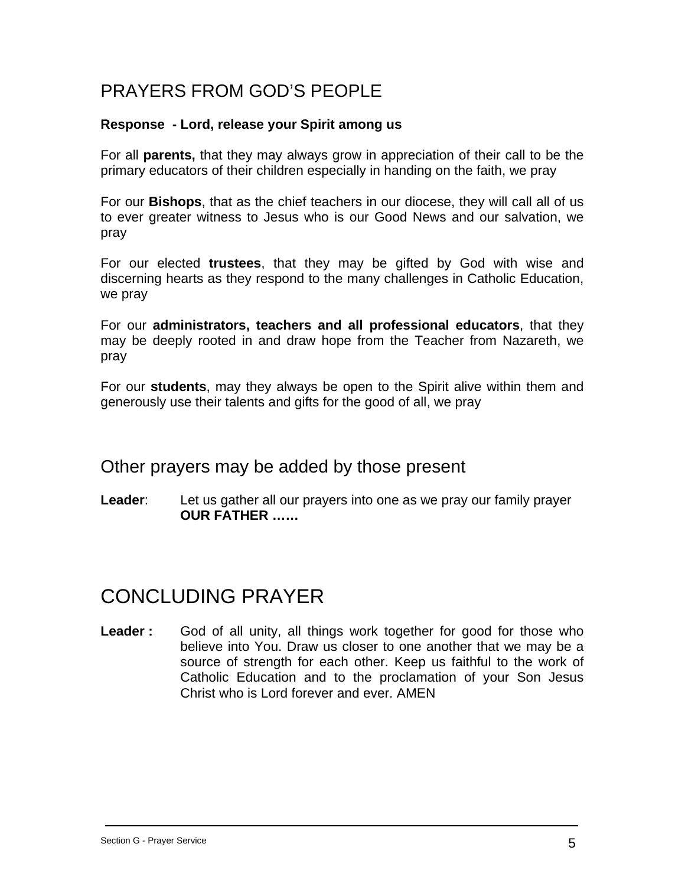## PRAYERS FROM GOD'S PEOPLE

**Response - Lord, release your Spirit among us**

For all **parents,** that they may always grow in appreciation of their call to be the primary educators of their children especially in handing on the faith, we pray

For our **Bishops**, that as the chief teachers in our diocese, they will call all of us to ever greater witness to Jesus who is our Good News and our salvation, we pray

For our elected **trustees**, that they may be gifted by God with wise and discerning hearts as they respond to the many challenges in Catholic Education, we pray

For our **administrators, teachers and all professional educators**, that they may be deeply rooted in and draw hope from the Teacher from Nazareth, we pray

For our **students**, may they always be open to the Spirit alive within them and generously use their talents and gifts for the good of all, we pray

### Other prayers may be added by those present

**Leader**: Let us gather all our prayers into one as we pray our family prayer **OUR FATHER ……**

## CONCLUDING PRAYER

**Leader :** God of all unity, all things work together for good for those who believe into You. Draw us closer to one another that we may be a source of strength for each other. Keep us faithful to the work of Catholic Education and to the proclamation of your Son Jesus Christ who is Lord forever and ever. AMEN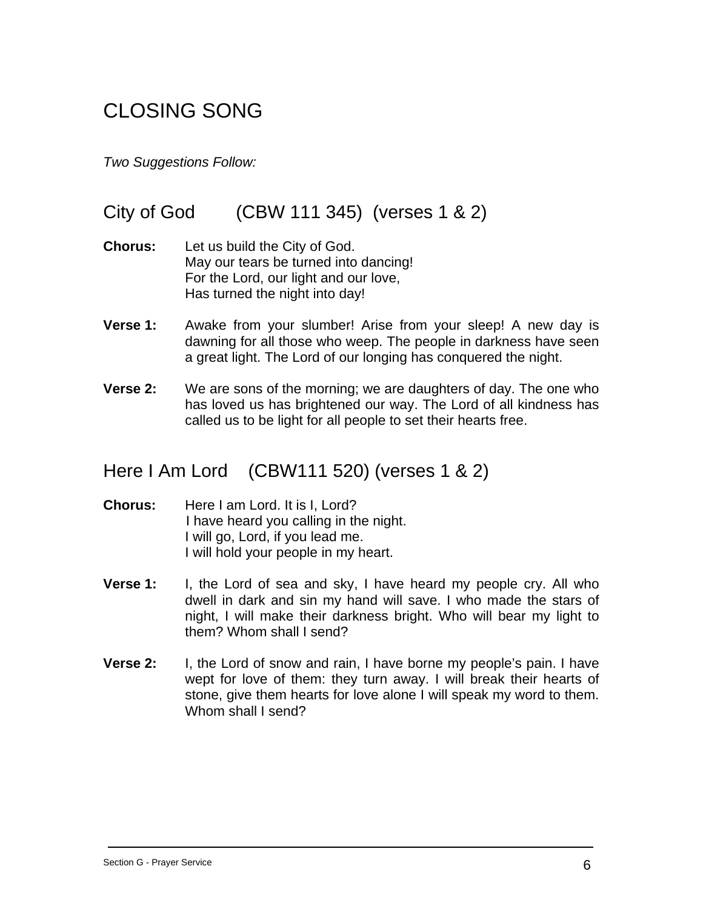# CLOSING SONG

*Two Suggestions Follow:*

## City of God (CBW 111 345) (verses 1 & 2)

**Chorus:** Let us build the City of God.
May our tears be turned into dancing!
For the Lord, our light and our love,
Has turned the night into day!

**Verse 1:** Awake from your slumber! Arise from your sleep! A new day is dawning for all those who weep. The people in darkness have seen a great light. The Lord of our longing has conquered the night.

**Verse 2:** We are sons of the morning; we are daughters of day. The one who has loved us has brightened our way. The Lord of all kindness has called us to be light for all people to set their hearts free.

## Here I Am Lord (CBW111 520) (verses 1 & 2)

**Chorus:** Here I am Lord. It is I, Lord?
I have heard you calling in the night.
I will go, Lord, if you lead me.
I will hold your people in my heart.

**Verse 1:** I, the Lord of sea and sky, I have heard my people cry. All who dwell in dark and sin my hand will save. I who made the stars of night, I will make their darkness bright. Who will bear my light to them? Whom shall I send?

**Verse 2:** I, the Lord of snow and rain, I have borne my people's pain. I have wept for love of them: they turn away. I will break their hearts of stone, give them hearts for love alone I will speak my word to them. Whom shall I send?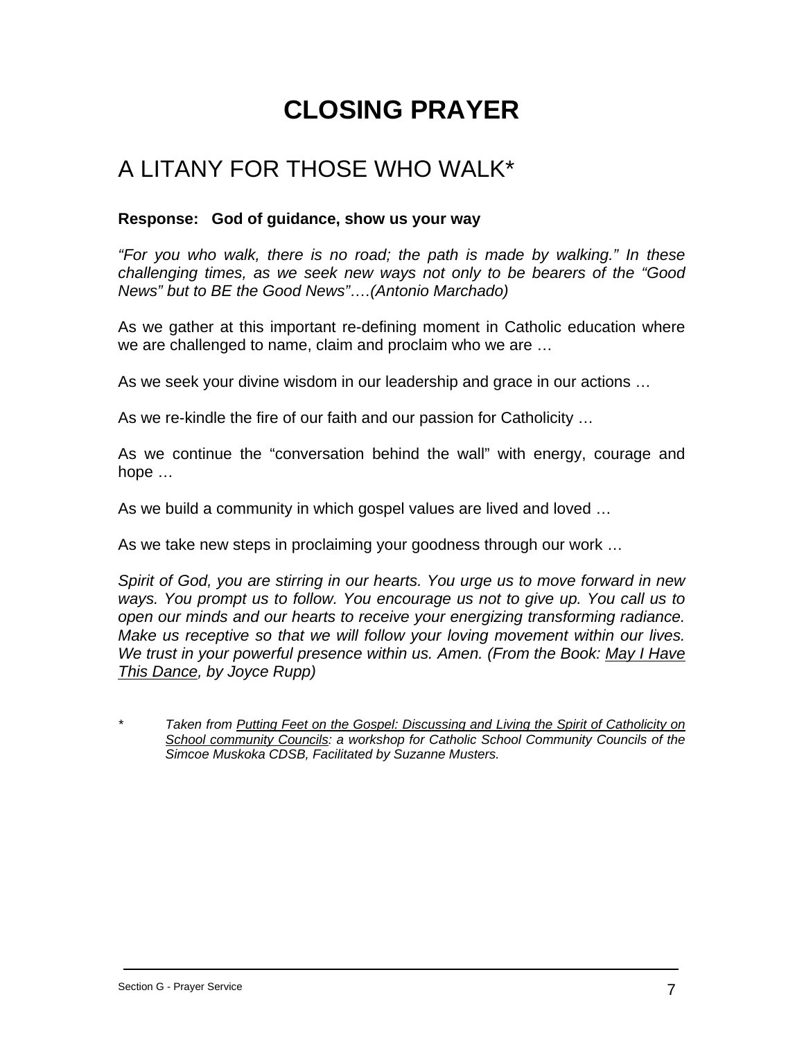# CLOSING PRAYER

## A LITANY FOR THOSE WHO WALK*

**Response: God of guidance, show us your way**

*"For you who walk, there is no road; the path is made by walking." In these challenging times, as we seek new ways not only to be bearers of the "Good News" but to BE the Good News"….(Antonio Marchado)*

As we gather at this important re-defining moment in Catholic education where we are challenged to name, claim and proclaim who we are …

As we seek your divine wisdom in our leadership and grace in our actions …

As we re-kindle the fire of our faith and our passion for Catholicity …

As we continue the "conversation behind the wall" with energy, courage and hope …

As we build a community in which gospel values are lived and loved …

As we take new steps in proclaiming your goodness through our work …

*Spirit of God, you are stirring in our hearts. You urge us to move forward in new ways. You prompt us to follow. You encourage us not to give up. You call us to open our minds and our hearts to receive your energizing transforming radiance. Make us receptive so that we will follow your loving movement within our lives. We trust in your powerful presence within us. Amen. (From the Book: May I Have This Dance, by Joyce Rupp)*

\* *Taken from Putting Feet on the Gospel: Discussing and Living the Spirit of Catholicity on School community Councils: a workshop for Catholic School Community Councils of the Simcoe Muskoka CDSB, Facilitated by Suzanne Musters.*